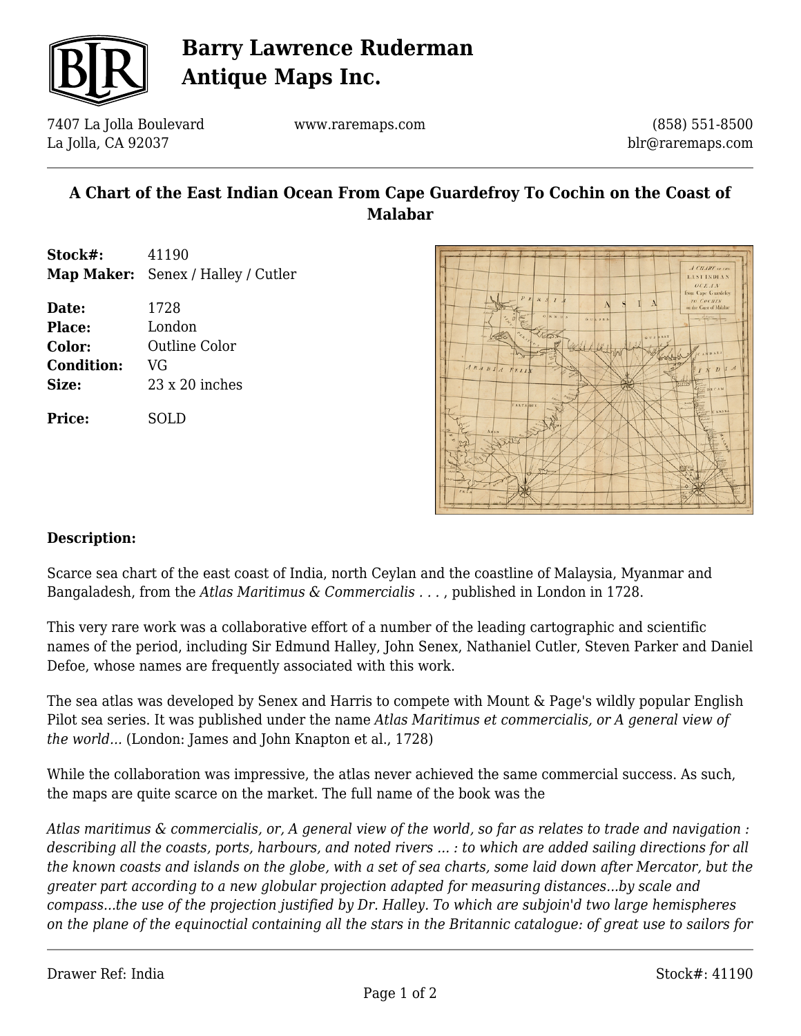# Barry Lawrence Ruderman Antique Maps Inc.

7407 La Jolla Boulevard
La Jolla, CA 92037

www.raremaps.com

(858) 551-8500
blr@raremaps.com

## A Chart of the East Indian Ocean From Cape Guardefroy To Cochin on the Coast of Malabar

| | |
|---|---|
| **Stock#:** | 41190 |
| **Map Maker:** | Senex / Halley / Cutler |
| **Date:** | 1728 |
| **Place:** | London |
| **Color:** | Outline Color |
| **Condition:** | VG |
| **Size:** | 23 x 20 inches |
| **Price:** | SOLD |

### Description:

Scarce sea chart of the east coast of India, north Ceylan and the coastline of Malaysia, Myanmar and Bangaladesh, from the *Atlas Maritimus & Commercialis . . .* , published in London in 1728.

This very rare work was a collaborative effort of a number of the leading cartographic and scientific names of the period, including Sir Edmund Halley, John Senex, Nathaniel Cutler, Steven Parker and Daniel Defoe, whose names are frequently associated with this work.

The sea atlas was developed by Senex and Harris to compete with Mount & Page's wildly popular English Pilot sea series. It was published under the name *Atlas Maritimus et commercialis, or A general view of the world...* (London: James and John Knapton et al., 1728)

While the collaboration was impressive, the atlas never achieved the same commercial success. As such, the maps are quite scarce on the market. The full name of the book was the

*Atlas maritimus & commercialis, or, A general view of the world, so far as relates to trade and navigation : describing all the coasts, ports, harbours, and noted rivers ... : to which are added sailing directions for all the known coasts and islands on the globe, with a set of sea charts, some laid down after Mercator, but the greater part according to a new globular projection adapted for measuring distances...by scale and compass...the use of the projection justified by Dr. Halley. To which are subjoin'd two large hemispheres on the plane of the equinoctial containing all the stars in the Britannic catalogue: of great use to sailors for*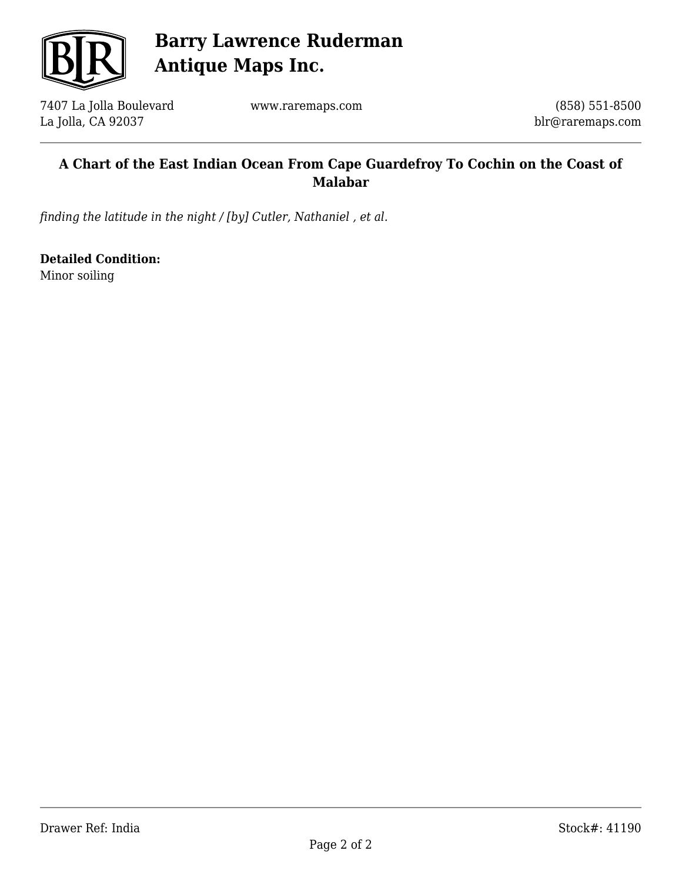**A Chart of the East Indian Ocean From Cape Guardefroy To Cochin on the Coast of Malabar**

*finding the latitude in the night / [by] Cutler, Nathaniel , et al.*

**Detailed Condition:**
Minor soiling

Drawer Ref: India

Stock#: 41190